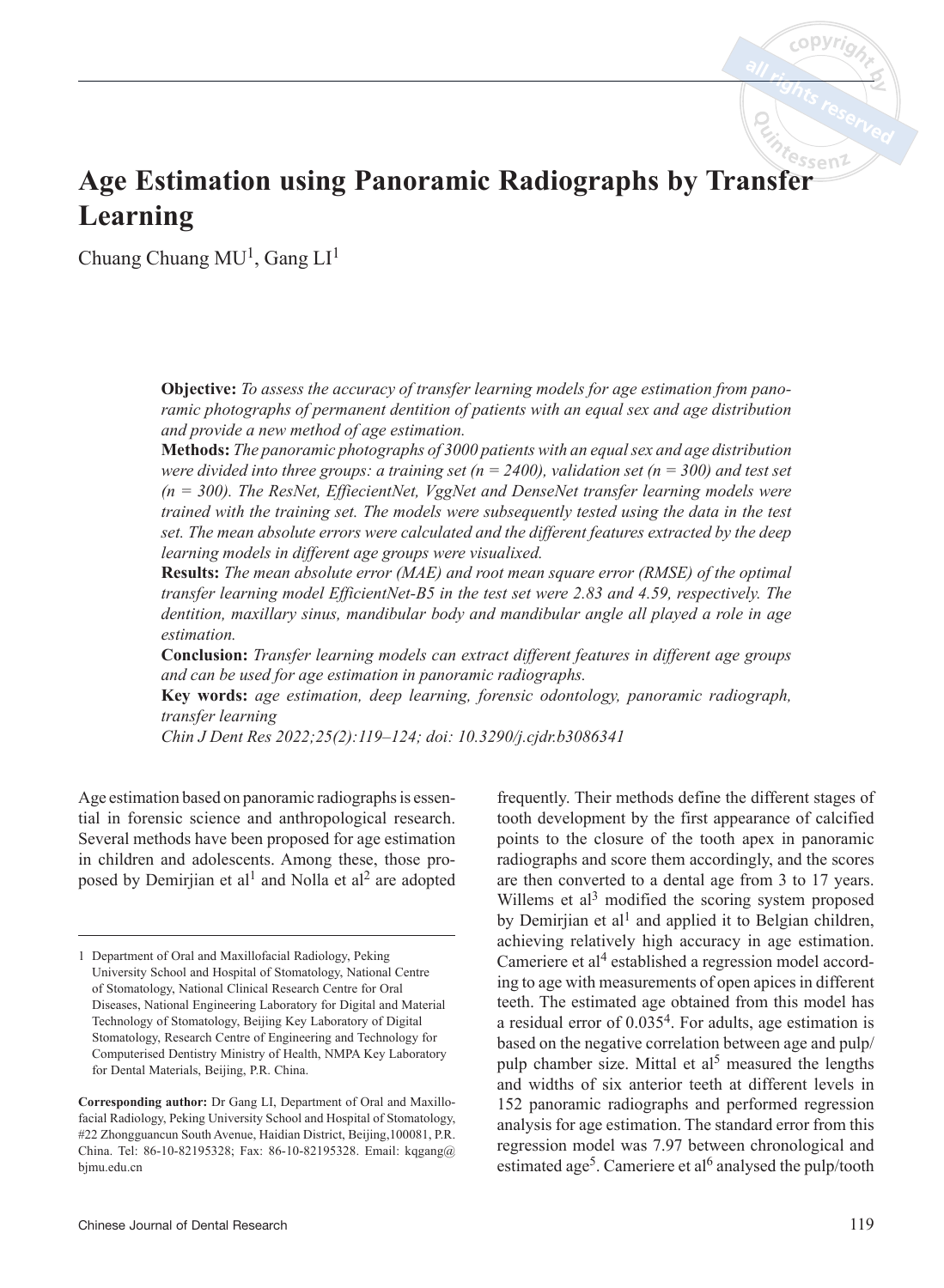# Age Estimation using Panoramic Radiographs by Transfer Learning

Chuang Chuang MU[1], Gang LI[1]

**Objective:** *To assess the accuracy of transfer learning models for age estimation from panoramic photographs of permanent dentition of patients with an equal sex and age distribution and provide a new method of age estimation.*

**Methods:** *The panoramic photographs of 3000 patients with an equal sex and age distribution were divided into three groups: a training set (n = 2400), validation set (n = 300) and test set (n = 300). The ResNet, EffiecientNet, VggNet and DenseNet transfer learning models were trained with the training set. The models were subsequently tested using the data in the test set. The mean absolute errors were calculated and the different features extracted by the deep learning models in different age groups were visualixed.*

**Results:** *The mean absolute error (MAE) and root mean square error (RMSE) of the optimal transfer learning model EfficientNet-B5 in the test set were 2.83 and 4.59, respectively. The dentition, maxillary sinus, mandibular body and mandibular angle all played a role in age estimation.*

**Conclusion:** *Transfer learning models can extract different features in different age groups and can be used for age estimation in panoramic radiographs.*

**Key words:** *age estimation, deep learning, forensic odontology, panoramic radiograph, transfer learning*

*Chin J Dent Res 2022;25(2):119–124; doi: 10.3290/j.cjdr.b3086341*

Age estimation based on panoramic radiographs is essential in forensic science and anthropological research. Several methods have been proposed for age estimation in children and adolescents. Among these, those proposed by Demirjian et al[1] and Nolla et al[2] are adopted frequently. Their methods define the different stages of tooth development by the first appearance of calcified points to the closure of the tooth apex in panoramic radiographs and score them accordingly, and the scores are then converted to a dental age from 3 to 17 years. Willems et al[3] modified the scoring system proposed by Demirjian et al[1] and applied it to Belgian children, achieving relatively high accuracy in age estimation. Cameriere et al[4] established a regression model according to age with measurements of open apices in different teeth. The estimated age obtained from this model has a residual error of 0.035[4]. For adults, age estimation is based on the negative correlation between age and pulp/pulp chamber size. Mittal et al[5] measured the lengths and widths of six anterior teeth at different levels in 152 panoramic radiographs and performed regression analysis for age estimation. The standard error from this regression model was 7.97 between chronological and estimated age[5]. Cameriere et al[6] analysed the pulp/tooth

1 Department of Oral and Maxillofacial Radiology, Peking University School and Hospital of Stomatology, National Centre of Stomatology, National Clinical Research Centre for Oral Diseases, National Engineering Laboratory for Digital and Material Technology of Stomatology, Beijing Key Laboratory of Digital Stomatology, Research Centre of Engineering and Technology for Computerised Dentistry Ministry of Health, NMPA Key Laboratory for Dental Materials, Beijing, P.R. China.

**Corresponding author:** Dr Gang LI, Department of Oral and Maxillofacial Radiology, Peking University School and Hospital of Stomatology, #22 Zhongguancun South Avenue, Haidian District, Beijing,100081, P.R. China. Tel: 86-10-82195328; Fax: 86-10-82195328. Email: kqgang@bjmu.edu.cn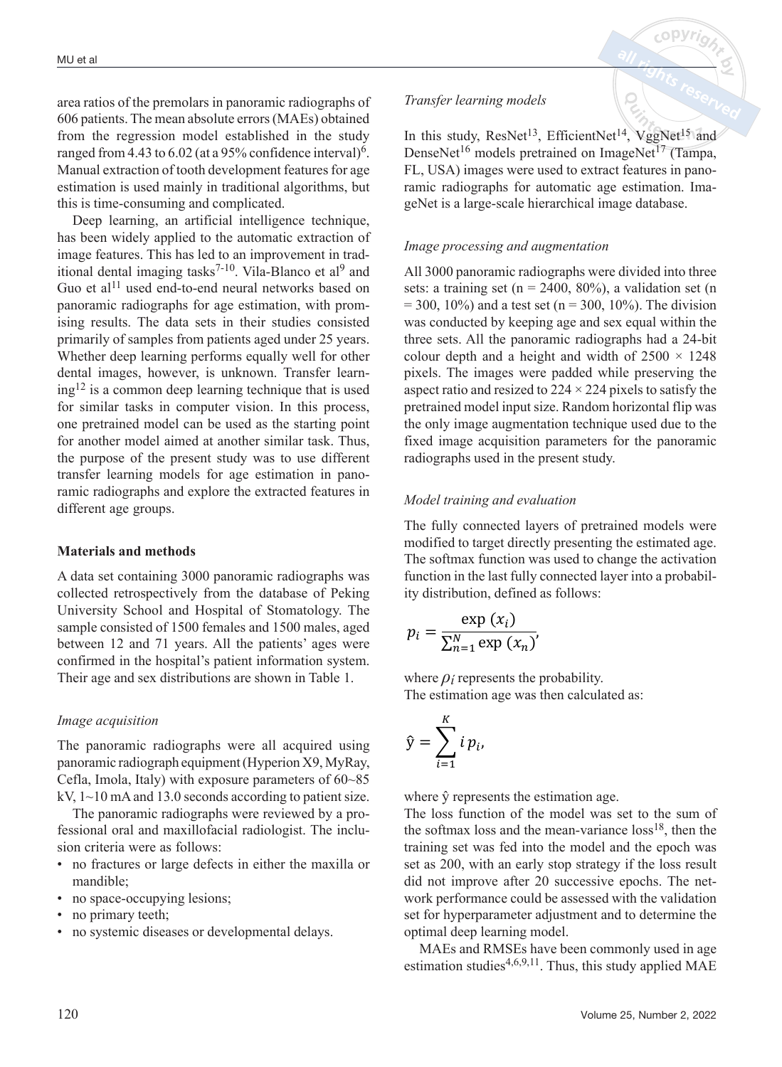area ratios of the premolars in panoramic radiographs of 606 patients. The mean absolute errors (MAEs) obtained from the regression model established in the study ranged from 4.43 to 6.02 (at a 95% confidence interval)[6]. Manual extraction of tooth development features for age estimation is used mainly in traditional algorithms, but this is time-consuming and complicated.

Deep learning, an artificial intelligence technique, has been widely applied to the automatic extraction of image features. This has led to an improvement in traditional dental imaging tasks[7-10]. Vila-Blanco et al[9] and Guo et al[11] used end-to-end neural networks based on panoramic radiographs for age estimation, with promising results. The data sets in their studies consisted primarily of samples from patients aged under 25 years. Whether deep learning performs equally well for other dental images, however, is unknown. Transfer learning[12] is a common deep learning technique that is used for similar tasks in computer vision. In this process, one pretrained model can be used as the starting point for another model aimed at another similar task. Thus, the purpose of the present study was to use different transfer learning models for age estimation in panoramic radiographs and explore the extracted features in different age groups.

## Materials and methods

A data set containing 3000 panoramic radiographs was collected retrospectively from the database of Peking University School and Hospital of Stomatology. The sample consisted of 1500 females and 1500 males, aged between 12 and 71 years. All the patients' ages were confirmed in the hospital's patient information system. Their age and sex distributions are shown in Table 1.

### *Image acquisition*

The panoramic radiographs were all acquired using panoramic radiograph equipment (Hyperion X9, MyRay, Cefla, Imola, Italy) with exposure parameters of 60~85 kV, 1~10 mA and 13.0 seconds according to patient size.

The panoramic radiographs were reviewed by a professional oral and maxillofacial radiologist. The inclusion criteria were as follows:

- no fractures or large defects in either the maxilla or mandible;
- no space-occupying lesions;
- no primary teeth;
- no systemic diseases or developmental delays.

### *Transfer learning models*

In this study, ResNet[13], EfficientNet[14], VggNet[15] and DenseNet[16] models pretrained on ImageNet[17] (Tampa, FL, USA) images were used to extract features in panoramic radiographs for automatic age estimation. ImageNet is a large-scale hierarchical image database.

### *Image processing and augmentation*

All 3000 panoramic radiographs were divided into three sets: a training set (n = 2400, 80%), a validation set (n = 300, 10%) and a test set (n = 300, 10%). The division was conducted by keeping age and sex equal within the three sets. All the panoramic radiographs had a 24-bit colour depth and a height and width of 2500 × 1248 pixels. The images were padded while preserving the aspect ratio and resized to 224 × 224 pixels to satisfy the pretrained model input size. Random horizontal flip was the only image augmentation technique used due to the fixed image acquisition parameters for the panoramic radiographs used in the present study.

### *Model training and evaluation*

The fully connected layers of pretrained models were modified to target directly presenting the estimated age. The softmax function was used to change the activation function in the last fully connected layer into a probability distribution, defined as follows:

$$p_i = \frac{\exp\,(x_i)}{\sum_{n=1}^{N} \exp\,(x_n)},$$

where $p_i$ represents the probability.
The estimation age was then calculated as:

$$\hat{y} = \sum_{i=1}^{K} i\, p_i,$$

where $\hat{y}$ represents the estimation age.
The loss function of the model was set to the sum of the softmax loss and the mean-variance loss[18], then the training set was fed into the model and the epoch was set as 200, with an early stop strategy if the loss result did not improve after 20 successive epochs. The network performance could be assessed with the validation set for hyperparameter adjustment and to determine the optimal deep learning model.

MAEs and RMSEs have been commonly used in age estimation studies[4,6,9,11]. Thus, this study applied MAE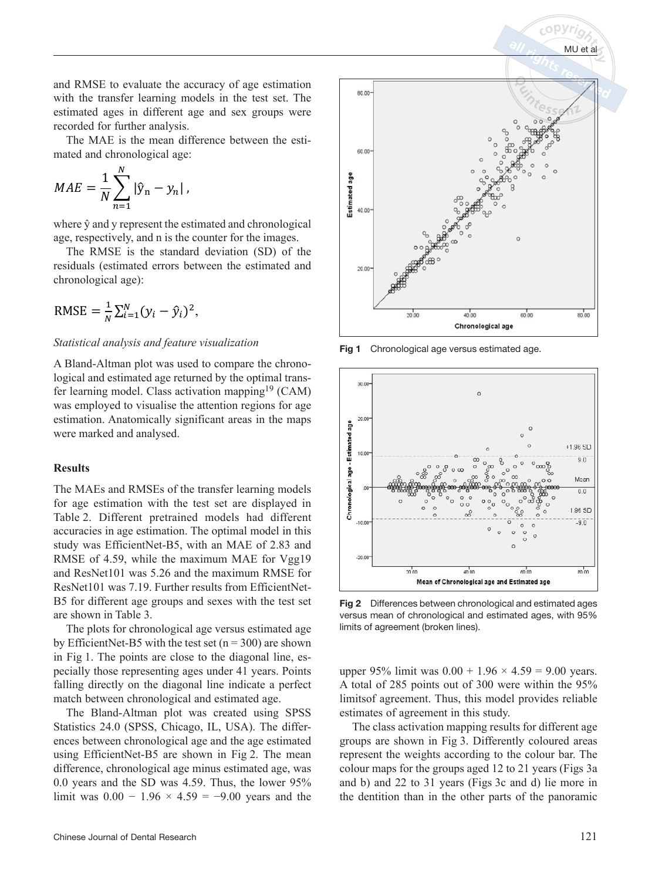and RMSE to evaluate the accuracy of age estimation with the transfer learning models in the test set. The estimated ages in different age and sex groups were recorded for further analysis.

The MAE is the mean difference between the estimated and chronological age:

$$MAE = \frac{1}{N}\sum_{n=1}^{N}|\hat{y}_n - y_n|,$$

where ŷ and y represent the estimated and chronological age, respectively, and n is the counter for the images.

The RMSE is the standard deviation (SD) of the residuals (estimated errors between the estimated and chronological age):

$$\text{RMSE} = \frac{1}{N}\sum_{i=1}^{N}(y_i - \hat{y}_i)^2,$$

*Statistical analysis and feature visualization*

A Bland-Altman plot was used to compare the chronological and estimated age returned by the optimal transfer learning model. Class activation mapping[19] (CAM) was employed to visualise the attention regions for age estimation. Anatomically significant areas in the maps were marked and analysed.

## Results

The MAEs and RMSEs of the transfer learning models for age estimation with the test set are displayed in Table 2. Different pretrained models had different accuracies in age estimation. The optimal model in this study was EfficientNet-B5, with an MAE of 2.83 and RMSE of 4.59, while the maximum MAE for Vgg19 and ResNet101 was 5.26 and the maximum RMSE for ResNet101 was 7.19. Further results from EfficientNet-B5 for different age groups and sexes with the test set are shown in Table 3.

The plots for chronological age versus estimated age by EfficientNet-B5 with the test set (n = 300) are shown in Fig 1. The points are close to the diagonal line, especially those representing ages under 41 years. Points falling directly on the diagonal line indicate a perfect match between chronological and estimated age.

The Bland-Altman plot was created using SPSS Statistics 24.0 (SPSS, Chicago, IL, USA). The differences between chronological age and the age estimated using EfficientNet-B5 are shown in Fig 2. The mean difference, chronological age minus estimated age, was 0.0 years and the SD was 4.59. Thus, the lower 95% limit was 0.00 − 1.96 × 4.59 = −9.00 years and the upper 95% limit was 0.00 + 1.96 × 4.59 = 9.00 years. A total of 285 points out of 300 were within the 95% limitsof agreement. Thus, this model provides reliable estimates of agreement in this study.

**Fig 1** Chronological age versus estimated age.

**Fig 2** Differences between chronological and estimated ages versus mean of chronological and estimated ages, with 95% limits of agreement (broken lines).

The class activation mapping results for different age groups are shown in Fig 3. Differently coloured areas represent the weights according to the colour bar. The colour maps for the groups aged 12 to 21 years (Figs 3a and b) and 22 to 31 years (Figs 3c and d) lie more in the dentition than in the other parts of the panoramic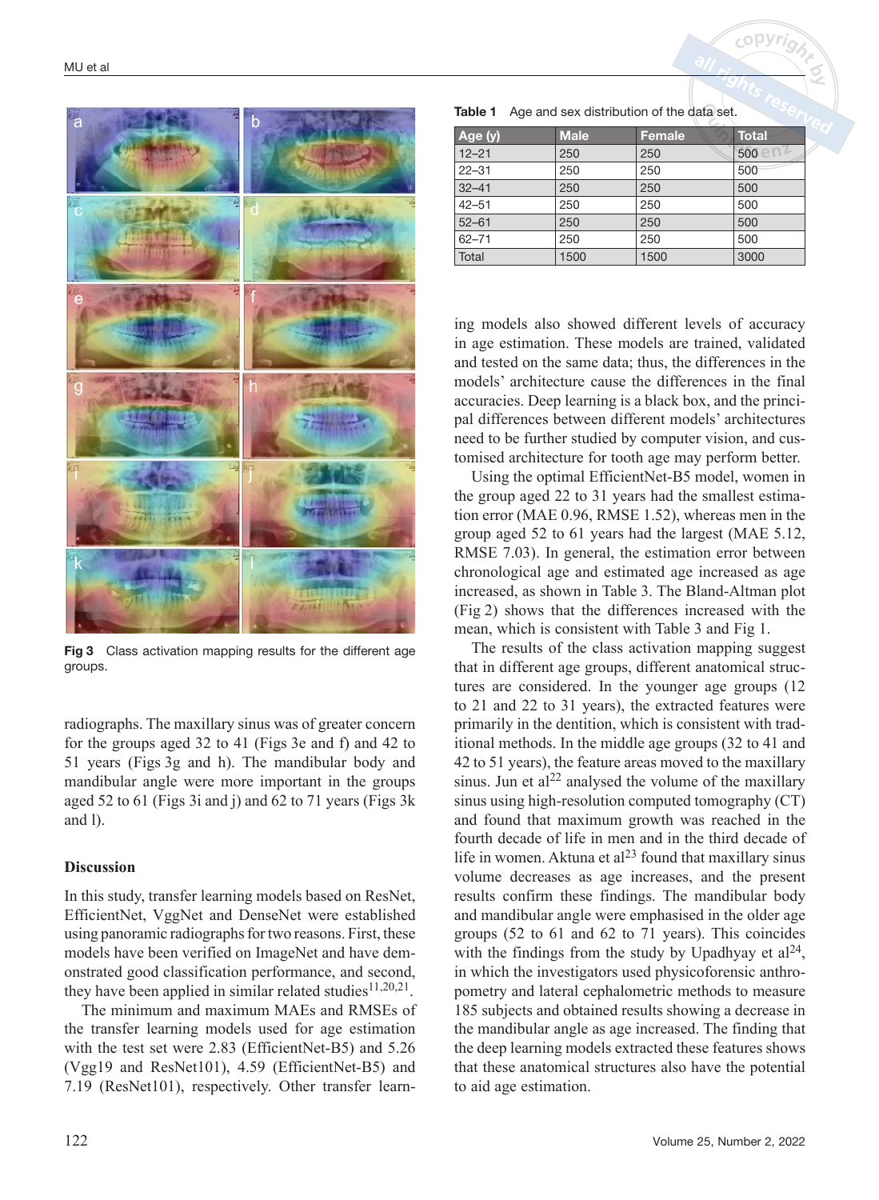Fig 3 Class activation mapping results for the different age groups.

radiographs. The maxillary sinus was of greater concern for the groups aged 32 to 41 (Figs 3e and f) and 42 to 51 years (Figs 3g and h). The mandibular body and mandibular angle were more important in the groups aged 52 to 61 (Figs 3i and j) and 62 to 71 years (Figs 3k and l).

## Discussion

In this study, transfer learning models based on ResNet, EfficientNet, VggNet and DenseNet were established using panoramic radiographs for two reasons. First, these models have been verified on ImageNet and have demonstrated good classification performance, and second, they have been applied in similar related studies[11,20,21].

The minimum and maximum MAEs and RMSEs of the transfer learning models used for age estimation with the test set were 2.83 (EfficientNet-B5) and 5.26 (Vgg19 and ResNet101), 4.59 (EfficientNet-B5) and 7.19 (ResNet101), respectively. Other transfer learning models also showed different levels of accuracy in age estimation. These models are trained, validated and tested on the same data; thus, the differences in the models' architecture cause the differences in the final accuracies. Deep learning is a black box, and the principal differences between different models' architectures need to be further studied by computer vision, and customised architecture for tooth age may perform better.

Using the optimal EfficientNet-B5 model, women in the group aged 22 to 31 years had the smallest estimation error (MAE 0.96, RMSE 1.52), whereas men in the group aged 52 to 61 years had the largest (MAE 5.12, RMSE 7.03). In general, the estimation error between chronological age and estimated age increased as age increased, as shown in Table 3. The Bland-Altman plot (Fig 2) shows that the differences increased with the mean, which is consistent with Table 3 and Fig 1.

The results of the class activation mapping suggest that in different age groups, different anatomical structures are considered. In the younger age groups (12 to 21 and 22 to 31 years), the extracted features were primarily in the dentition, which is consistent with traditional methods. In the middle age groups (32 to 41 and 42 to 51 years), the feature areas moved to the maxillary sinus. Jun et al[22] analysed the volume of the maxillary sinus using high-resolution computed tomography (CT) and found that maximum growth was reached in the fourth decade of life in men and in the third decade of life in women. Aktuna et al[23] found that maxillary sinus volume decreases as age increases, and the present results confirm these findings. The mandibular body and mandibular angle were emphasised in the older age groups (52 to 61 and 62 to 71 years). This coincides with the findings from the study by Upadhyay et al[24], in which the investigators used physicoforensic anthropometry and lateral cephalometric methods to measure 185 subjects and obtained results showing a decrease in the mandibular angle as age increased. The finding that the deep learning models extracted these features shows that these anatomical structures also have the potential to aid age estimation.

**Table 1** Age and sex distribution of the data set.

| Age (y) | Male | Female | Total |
|---|---|---|---|
| 12–21 | 250 | 250 | 500 |
| 22–31 | 250 | 250 | 500 |
| 32–41 | 250 | 250 | 500 |
| 42–51 | 250 | 250 | 500 |
| 52–61 | 250 | 250 | 500 |
| 62–71 | 250 | 250 | 500 |
| Total | 1500 | 1500 | 3000 |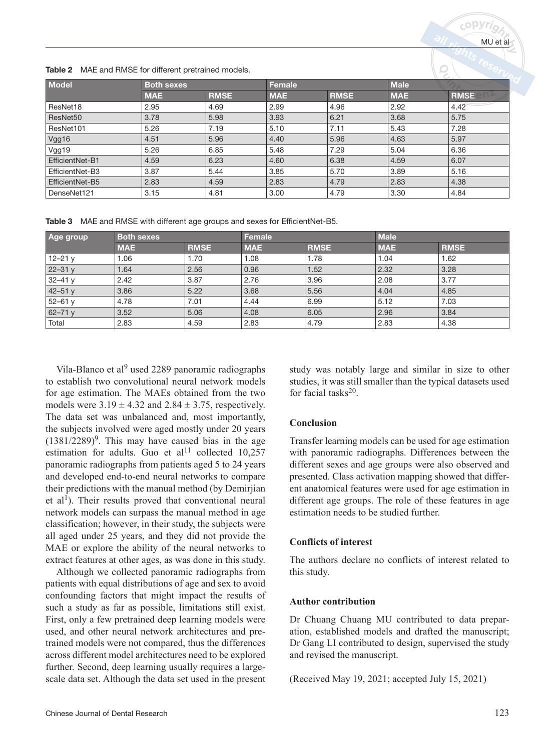**Table 2** MAE and RMSE for different pretrained models.

| Model | Both sexes | | Female | | Male | |
|---|---|---|---|---|---|---|
| | MAE | RMSE | MAE | RMSE | MAE | RMSE |
| ResNet18 | 2.95 | 4.69 | 2.99 | 4.96 | 2.92 | 4.42 |
| ResNet50 | 3.78 | 5.98 | 3.93 | 6.21 | 3.68 | 5.75 |
| ResNet101 | 5.26 | 7.19 | 5.10 | 7.11 | 5.43 | 7.28 |
| Vgg16 | 4.51 | 5.96 | 4.40 | 5.96 | 4.63 | 5.97 |
| Vgg19 | 5.26 | 6.85 | 5.48 | 7.29 | 5.04 | 6.36 |
| EfficientNet-B1 | 4.59 | 6.23 | 4.60 | 6.38 | 4.59 | 6.07 |
| EfficientNet-B3 | 3.87 | 5.44 | 3.85 | 5.70 | 3.89 | 5.16 |
| EfficientNet-B5 | 2.83 | 4.59 | 2.83 | 4.79 | 2.83 | 4.38 |
| DenseNet121 | 3.15 | 4.81 | 3.00 | 4.79 | 3.30 | 4.84 |

**Table 3** MAE and RMSE with different age groups and sexes for EfficientNet-B5.

| Age group | Both sexes | | Female | | Male | |
|---|---|---|---|---|---|---|
| | MAE | RMSE | MAE | RMSE | MAE | RMSE |
| 12–21 y | 1.06 | 1.70 | 1.08 | 1.78 | 1.04 | 1.62 |
| 22–31 y | 1.64 | 2.56 | 0.96 | 1.52 | 2.32 | 3.28 |
| 32–41 y | 2.42 | 3.87 | 2.76 | 3.96 | 2.08 | 3.77 |
| 42–51 y | 3.86 | 5.22 | 3.68 | 5.56 | 4.04 | 4.85 |
| 52–61 y | 4.78 | 7.01 | 4.44 | 6.99 | 5.12 | 7.03 |
| 62–71 y | 3.52 | 5.06 | 4.08 | 6.05 | 2.96 | 3.84 |
| Total | 2.83 | 4.59 | 2.83 | 4.79 | 2.83 | 4.38 |

Vila-Blanco et al[9] used 2289 panoramic radiographs to establish two convolutional neural network models for age estimation. The MAEs obtained from the two models were $3.19 \pm 4.32$ and $2.84 \pm 3.75$, respectively. The data set was unbalanced and, most importantly, the subjects involved were aged mostly under 20 years (1381/2289)[9]. This may have caused bias in the age estimation for adults. Guo et al[11] collected 10,257 panoramic radiographs from patients aged 5 to 24 years and developed end-to-end neural networks to compare their predictions with the manual method (by Demirjian et al[1]). Their results proved that conventional neural network models can surpass the manual method in age classification; however, in their study, the subjects were all aged under 25 years, and they did not provide the MAE or explore the ability of the neural networks to extract features at other ages, as was done in this study.

Although we collected panoramic radiographs from patients with equal distributions of age and sex to avoid confounding factors that might impact the results of such a study as far as possible, limitations still exist. First, only a few pretrained deep learning models were used, and other neural network architectures and pretrained models were not compared, thus the differences across different model architectures need to be explored further. Second, deep learning usually requires a large-scale data set. Although the data set used in the present study was notably large and similar in size to other studies, it was still smaller than the typical datasets used for facial tasks[20].

## Conclusion

Transfer learning models can be used for age estimation with panoramic radiographs. Differences between the different sexes and age groups were also observed and presented. Class activation mapping showed that different anatomical features were used for age estimation in different age groups. The role of these features in age estimation needs to be studied further.

## Conflicts of interest

The authors declare no conflicts of interest related to this study.

## Author contribution

Dr Chuang Chuang MU contributed to data preparation, established models and drafted the manuscript; Dr Gang LI contributed to design, supervised the study and revised the manuscript.

(Received May 19, 2021; accepted July 15, 2021)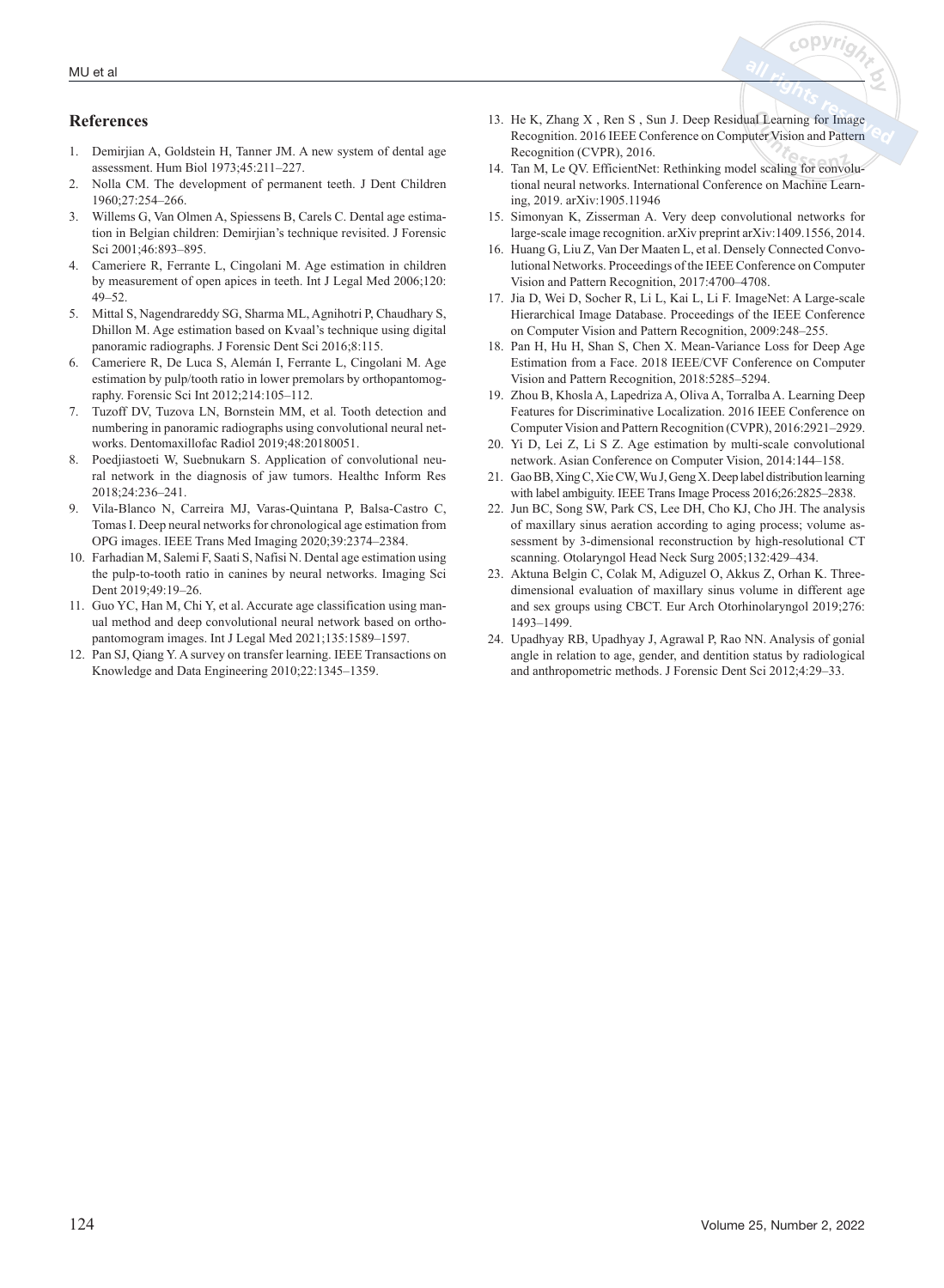## References

1. Demirjian A, Goldstein H, Tanner JM. A new system of dental age assessment. Hum Biol 1973;45:211–227.
2. Nolla CM. The development of permanent teeth. J Dent Children 1960;27:254–266.
3. Willems G, Van Olmen A, Spiessens B, Carels C. Dental age estimation in Belgian children: Demirjian's technique revisited. J Forensic Sci 2001;46:893–895.
4. Cameriere R, Ferrante L, Cingolani M. Age estimation in children by measurement of open apices in teeth. Int J Legal Med 2006;120: 49–52.
5. Mittal S, Nagendrareddy SG, Sharma ML, Agnihotri P, Chaudhary S, Dhillon M. Age estimation based on Kvaal's technique using digital panoramic radiographs. J Forensic Dent Sci 2016;8:115.
6. Cameriere R, De Luca S, Alemán I, Ferrante L, Cingolani M. Age estimation by pulp/tooth ratio in lower premolars by orthopantomography. Forensic Sci Int 2012;214:105–112.
7. Tuzoff DV, Tuzova LN, Bornstein MM, et al. Tooth detection and numbering in panoramic radiographs using convolutional neural networks. Dentomaxillofac Radiol 2019;48:20180051.
8. Poedjiastoeti W, Suebnukarn S. Application of convolutional neural network in the diagnosis of jaw tumors. Healthc Inform Res 2018;24:236–241.
9. Vila-Blanco N, Carreira MJ, Varas-Quintana P, Balsa-Castro C, Tomas I. Deep neural networks for chronological age estimation from OPG images. IEEE Trans Med Imaging 2020;39:2374–2384.
10. Farhadian M, Salemi F, Saati S, Nafisi N. Dental age estimation using the pulp-to-tooth ratio in canines by neural networks. Imaging Sci Dent 2019;49:19–26.
11. Guo YC, Han M, Chi Y, et al. Accurate age classification using manual method and deep convolutional neural network based on orthopantomogram images. Int J Legal Med 2021;135:1589–1597.
12. Pan SJ, Qiang Y. A survey on transfer learning. IEEE Transactions on Knowledge and Data Engineering 2010;22:1345–1359.
13. He K, Zhang X , Ren S , Sun J. Deep Residual Learning for Image Recognition. 2016 IEEE Conference on Computer Vision and Pattern Recognition (CVPR), 2016.
14. Tan M, Le QV. EfficientNet: Rethinking model scaling for convolutional neural networks. International Conference on Machine Learning, 2019. arXiv:1905.11946
15. Simonyan K, Zisserman A. Very deep convolutional networks for large-scale image recognition. arXiv preprint arXiv:1409.1556, 2014.
16. Huang G, Liu Z, Van Der Maaten L, et al. Densely Connected Convolutional Networks. Proceedings of the IEEE Conference on Computer Vision and Pattern Recognition, 2017:4700–4708.
17. Jia D, Wei D, Socher R, Li L, Kai L, Li F. ImageNet: A Large-scale Hierarchical Image Database. Proceedings of the IEEE Conference on Computer Vision and Pattern Recognition, 2009:248–255.
18. Pan H, Hu H, Shan S, Chen X. Mean-Variance Loss for Deep Age Estimation from a Face. 2018 IEEE/CVF Conference on Computer Vision and Pattern Recognition, 2018:5285–5294.
19. Zhou B, Khosla A, Lapedriza A, Oliva A, Torralba A. Learning Deep Features for Discriminative Localization. 2016 IEEE Conference on Computer Vision and Pattern Recognition (CVPR), 2016:2921–2929.
20. Yi D, Lei Z, Li S Z. Age estimation by multi-scale convolutional network. Asian Conference on Computer Vision, 2014:144–158.
21. Gao BB, Xing C, Xie CW, Wu J, Geng X. Deep label distribution learning with label ambiguity. IEEE Trans Image Process 2016;26:2825–2838.
22. Jun BC, Song SW, Park CS, Lee DH, Cho KJ, Cho JH. The analysis of maxillary sinus aeration according to aging process; volume assessment by 3-dimensional reconstruction by high-resolutional CT scanning. Otolaryngol Head Neck Surg 2005;132:429–434.
23. Aktuna Belgin C, Colak M, Adiguzel O, Akkus Z, Orhan K. Three-dimensional evaluation of maxillary sinus volume in different age and sex groups using CBCT. Eur Arch Otorhinolaryngol 2019;276: 1493–1499.
24. Upadhyay RB, Upadhyay J, Agrawal P, Rao NN. Analysis of gonial angle in relation to age, gender, and dentition status by radiological and anthropometric methods. J Forensic Dent Sci 2012;4:29–33.